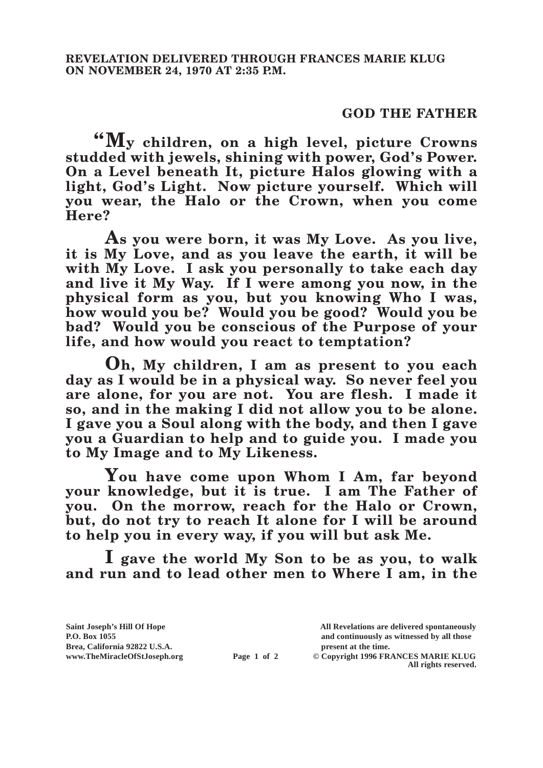**REVELATION DELIVERED THROUGH FRANCES MARIE KLUG ON NOVEMBER 24, 1970 AT 2:35 P.M.**

## GOD THE FATHER

**"My children, on a high level, picture Crowns studded with jewels, shining with power, God's Power. On a Level beneath It, picture Halos glowing with a light, God's Light. Now picture yourself. Which will you wear, the Halo or the Crown, when you come Here?**

**As you were born, it was My Love. As you live, it is My Love, and as you leave the earth, it will be with My Love. I ask you personally to take each day and live it My Way. If I were among you now, in the physical form as you, but you knowing Who I was, how would you be? Would you be good? Would you be bad? Would you be conscious of the Purpose of your life, and how would you react to temptation?**

**Oh, My children, I am as present to you each day as I would be in a physical way. So never feel you are alone, for you are not. You are flesh. I made it so, and in the making I did not allow you to be alone. I gave you a Soul along with the body, and then I gave you a Guardian to help and to guide you. I made you to My Image and to My Likeness.**

**You have come upon Whom I Am, far beyond your knowledge, but it is true. I am The Father of you. On the morrow, reach for the Halo or Crown, but, do not try to reach It alone for I will be around to help you in every way, if you will but ask Me.**

**I gave the world My Son to be as you, to walk and run and to lead other men to Where I am, in the**

Saint Joseph's Hill Of Hope
P.O. Box 1055
Brea, California 92822 U.S.A.
www.TheMiracleOfStJoseph.org

All Revelations are delivered spontaneously and continuously as witnessed by all those present at the time.
© Copyright 1996 FRANCES MARIE KLUG
All rights reserved.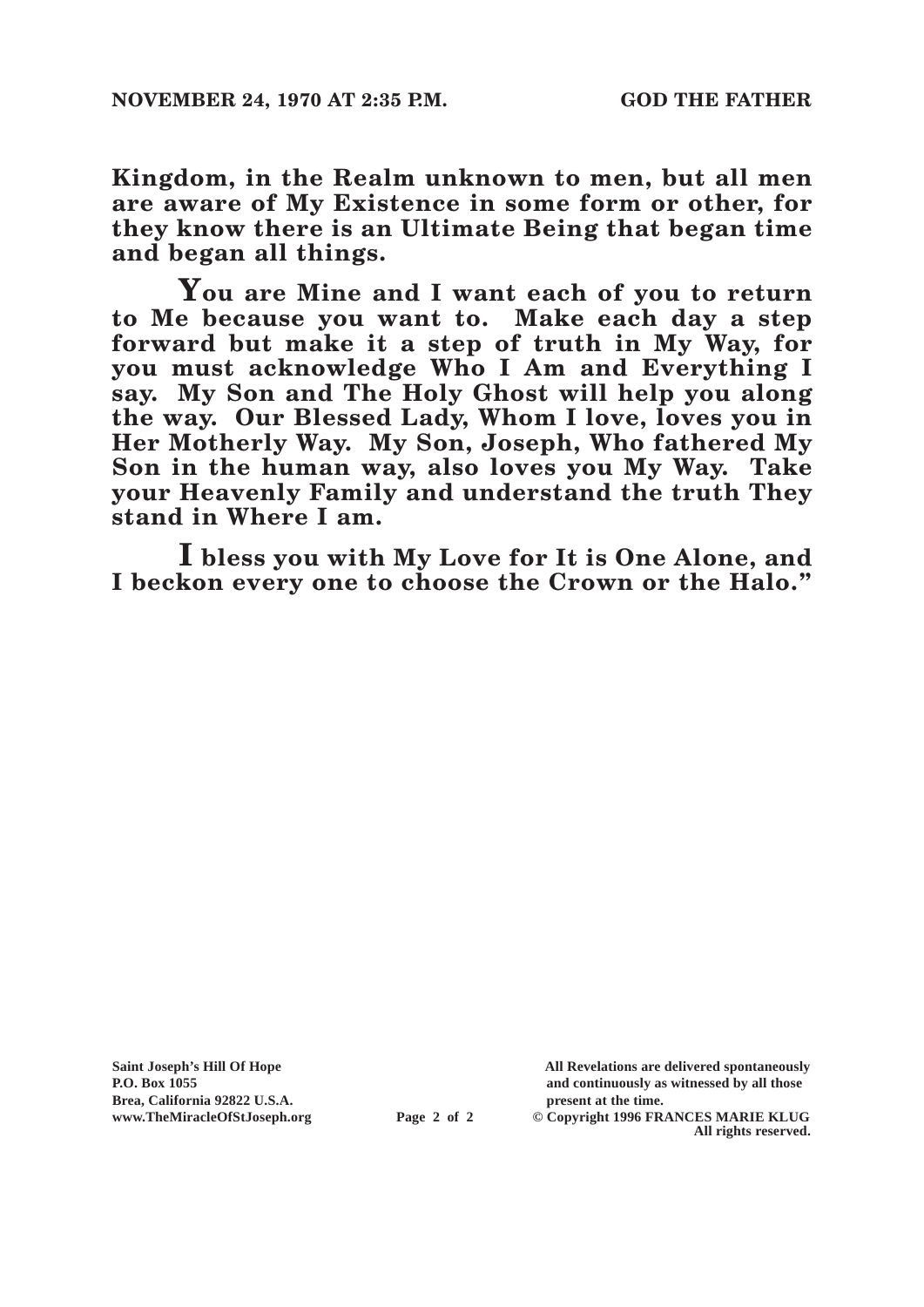**Kingdom, in the Realm unknown to men, but all men are aware of My Existence in some form or other, for they know there is an Ultimate Being that began time and began all things.**

**You are Mine and I want each of you to return to Me because you want to. Make each day a step forward but make it a step of truth in My Way, for you must acknowledge Who I Am and Everything I say. My Son and The Holy Ghost will help you along the way. Our Blessed Lady, Whom I love, loves you in Her Motherly Way. My Son, Joseph, Who fathered My Son in the human way, also loves you My Way. Take your Heavenly Family and understand the truth They stand in Where I am.**

**I bless you with My Love for It is One Alone, and I beckon every one to choose the Crown or the Halo."**

Saint Joseph's Hill Of Hope
P.O. Box 1055
Brea, California 92822 U.S.A.
www.TheMiracleOfStJoseph.org

All Revelations are delivered spontaneously and continuously as witnessed by all those present at the time.
© Copyright 1996 FRANCES MARIE KLUG
All rights reserved.